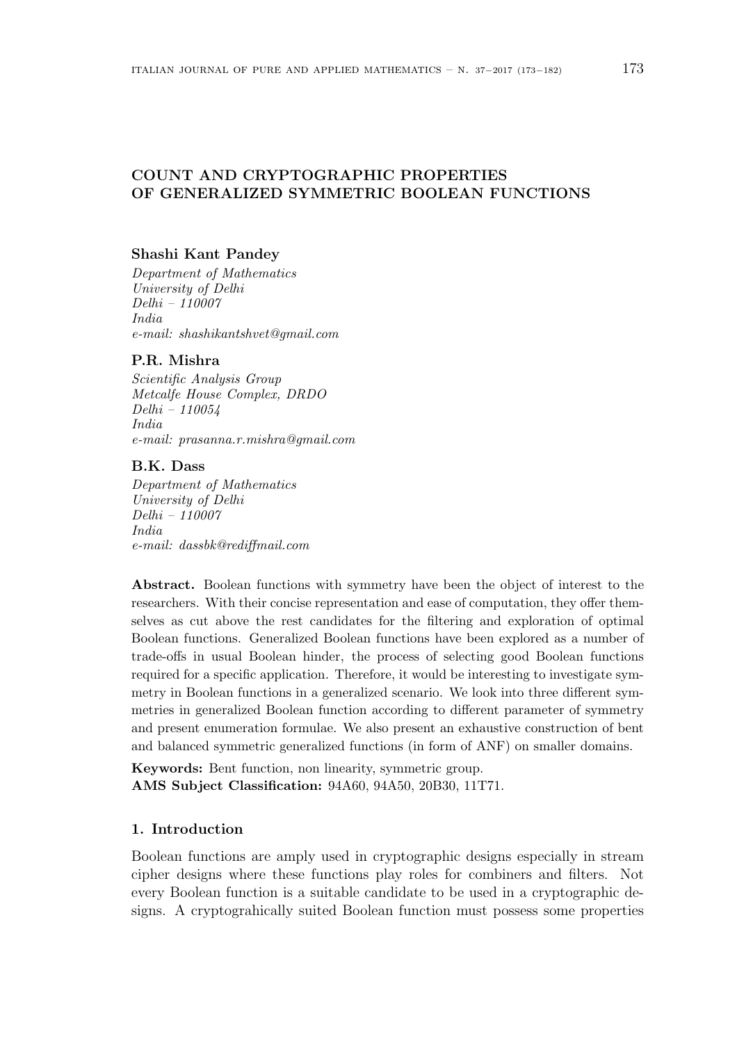# COUNT AND CRYPTOGRAPHIC PROPERTIES OF GENERALIZED SYMMETRIC BOOLEAN FUNCTIONS

**Shashi Kant Pandey**

*Department of Mathematics*
*University of Delhi*
*Delhi – 110007*
*India*
*e-mail: shashikantshvet@gmail.com*

**P.R. Mishra**

*Scientific Analysis Group*
*Metcalfe House Complex, DRDO*
*Delhi – 110054*
*India*
*e-mail: prasanna.r.mishra@gmail.com*

**B.K. Dass**

*Department of Mathematics*
*University of Delhi*
*Delhi – 110007*
*India*
*e-mail: dassbk@rediffmail.com*

**Abstract.** Boolean functions with symmetry have been the object of interest to the researchers. With their concise representation and ease of computation, they offer themselves as cut above the rest candidates for the filtering and exploration of optimal Boolean functions. Generalized Boolean functions have been explored as a number of trade-offs in usual Boolean hinder, the process of selecting good Boolean functions required for a specific application. Therefore, it would be interesting to investigate symmetry in Boolean functions in a generalized scenario. We look into three different symmetries in generalized Boolean function according to different parameter of symmetry and present enumeration formulae. We also present an exhaustive construction of bent and balanced symmetric generalized functions (in form of ANF) on smaller domains.

**Keywords:** Bent function, non linearity, symmetric group.
**AMS Subject Classification:** 94A60, 94A50, 20B30, 11T71.

## 1. Introduction

Boolean functions are amply used in cryptographic designs especially in stream cipher designs where these functions play roles for combiners and filters. Not every Boolean function is a suitable candidate to be used in a cryptographic designs. A cryptograhically suited Boolean function must possess some properties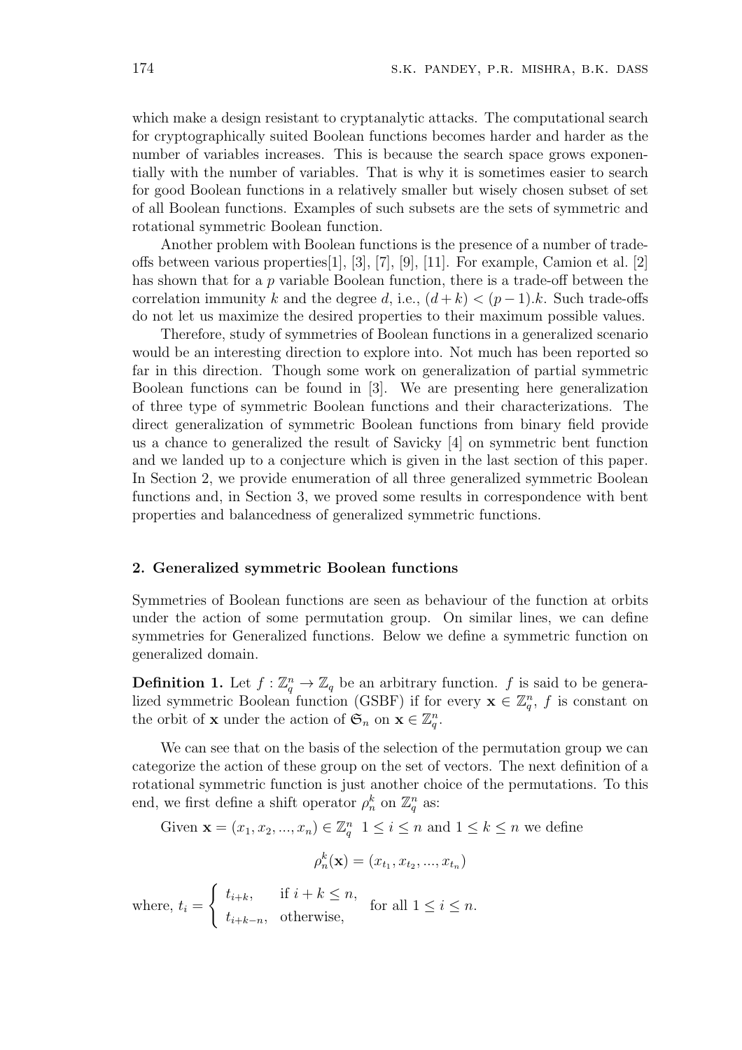which make a design resistant to cryptanalytic attacks. The computational search for cryptographically suited Boolean functions becomes harder and harder as the number of variables increases. This is because the search space grows exponentially with the number of variables. That is why it is sometimes easier to search for good Boolean functions in a relatively smaller but wisely chosen subset of set of all Boolean functions. Examples of such subsets are the sets of symmetric and rotational symmetric Boolean function.

Another problem with Boolean functions is the presence of a number of trade-offs between various properties[1], [3], [7], [9], [11]. For example, Camion et al. [2] has shown that for a $p$ variable Boolean function, there is a trade-off between the correlation immunity $k$ and the degree $d$, i.e., $(d+k) < (p-1).k$. Such trade-offs do not let us maximize the desired properties to their maximum possible values.

Therefore, study of symmetries of Boolean functions in a generalized scenario would be an interesting direction to explore into. Not much has been reported so far in this direction. Though some work on generalization of partial symmetric Boolean functions can be found in [3]. We are presenting here generalization of three type of symmetric Boolean functions and their characterizations. The direct generalization of symmetric Boolean functions from binary field provide us a chance to generalized the result of Savicky [4] on symmetric bent function and we landed up to a conjecture which is given in the last section of this paper. In Section 2, we provide enumeration of all three generalized symmetric Boolean functions and, in Section 3, we proved some results in correspondence with bent properties and balancedness of generalized symmetric functions.

## 2. Generalized symmetric Boolean functions

Symmetries of Boolean functions are seen as behaviour of the function at orbits under the action of some permutation group. On similar lines, we can define symmetries for Generalized functions. Below we define a symmetric function on generalized domain.

**Definition 1.** Let $f : \mathbb{Z}_q^n \to \mathbb{Z}_q$ be an arbitrary function. $f$ is said to be generalized symmetric Boolean function (GSBF) if for every $\mathbf{x} \in \mathbb{Z}_q^n$, $f$ is constant on the orbit of $\mathbf{x}$ under the action of $\mathfrak{S}_n$ on $\mathbf{x} \in \mathbb{Z}_q^n$.

We can see that on the basis of the selection of the permutation group we can categorize the action of these group on the set of vectors. The next definition of a rotational symmetric function is just another choice of the permutations. To this end, we first define a shift operator $\rho_n^k$ on $\mathbb{Z}_q^n$ as:

Given $\mathbf{x} = (x_1, x_2, ..., x_n) \in \mathbb{Z}_q^n$ $1 \le i \le n$ and $1 \le k \le n$ we define

$$\rho_n^k(\mathbf{x}) = (x_{t_1}, x_{t_2}, ..., x_{t_n})$$

where, $t_i = \begin{cases} t_{i+k}, & \text{if } i+k \le n, \\ t_{i+k-n}, & \text{otherwise,} \end{cases}$ for all $1 \le i \le n$.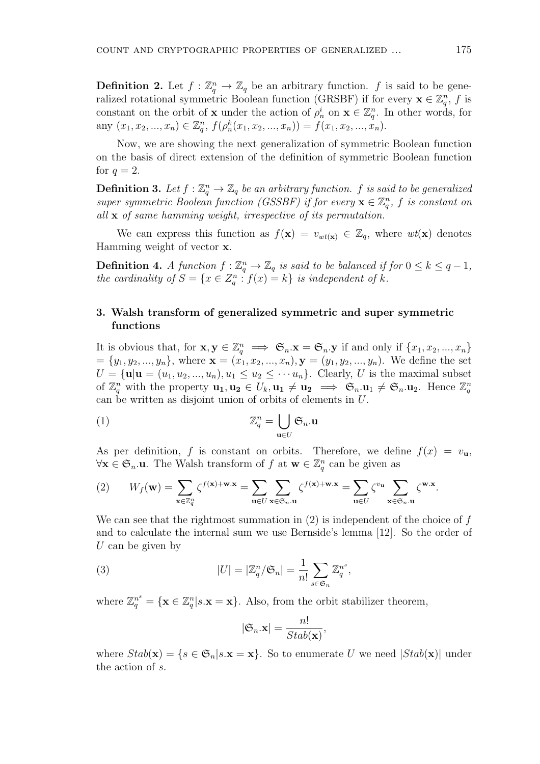**Definition 2.** Let $f : \mathbb{Z}_q^n \to \mathbb{Z}_q$ be an arbitrary function. $f$ is said to be generalized rotational symmetric Boolean function (GRSBF) if for every $\mathbf{x} \in \mathbb{Z}_q^n$, $f$ is constant on the orbit of $\mathbf{x}$ under the action of $\rho_n^i$ on $\mathbf{x} \in \mathbb{Z}_q^n$. In other words, for any $(x_1, x_2, ..., x_n) \in \mathbb{Z}_q^n$, $f(\rho_n^k(x_1, x_2, ..., x_n)) = f(x_1, x_2, ..., x_n)$.

Now, we are showing the next generalization of symmetric Boolean function on the basis of direct extension of the definition of symmetric Boolean function for $q = 2$.

**Definition 3.** *Let $f : \mathbb{Z}_q^n \to \mathbb{Z}_q$ be an arbitrary function. $f$ is said to be generalized super symmetric Boolean function (GSSBF) if for every $\mathbf{x} \in \mathbb{Z}_q^n$, $f$ is constant on all $\mathbf{x}$ of same hamming weight, irrespective of its permutation.*

We can express this function as $f(\mathbf{x}) = v_{wt(\mathbf{x})} \in \mathbb{Z}_q$, where $wt(\mathbf{x})$ denotes Hamming weight of vector $\mathbf{x}$.

**Definition 4.** *A function $f : \mathbb{Z}_q^n \to \mathbb{Z}_q$ is said to be balanced if for $0 \leq k \leq q-1$, the cardinality of $S = \{x \in Z_q^n : f(x) = k\}$ is independent of $k$.*

## 3. Walsh transform of generalized symmetric and super symmetric functions

It is obvious that, for $\mathbf{x}, \mathbf{y} \in \mathbb{Z}_q^n \implies \mathfrak{S}_n.\mathbf{x} = \mathfrak{S}_n.\mathbf{y}$ if and only if $\{x_1, x_2, ..., x_n\} = \{y_1, y_2, ..., y_n\}$, where $\mathbf{x} = (x_1, x_2, ..., x_n), \mathbf{y} = (y_1, y_2, ..., y_n)$. We define the set $U = \{\mathbf{u} | \mathbf{u} = (u_1, u_2, ..., u_n), u_1 \leq u_2 \leq \cdots u_n\}$. Clearly, $U$ is the maximal subset of $\mathbb{Z}_q^n$ with the property $\mathbf{u_1}, \mathbf{u_2} \in U_k, \mathbf{u_1} \neq \mathbf{u_2} \implies \mathfrak{S}_n.\mathbf{u}_1 \neq \mathfrak{S}_n.\mathbf{u}_2$. Hence $\mathbb{Z}_q^n$ can be written as disjoint union of orbits of elements in $U$.

$$\mathbb{Z}_q^n = \bigcup_{\mathbf{u} \in U} \mathfrak{S}_n.\mathbf{u} \tag{1}$$

As per definition, $f$ is constant on orbits. Therefore, we define $f(x) = v_{\mathbf{u}}$, $\forall \mathbf{x} \in \mathfrak{S}_n.\mathbf{u}$. The Walsh transform of $f$ at $\mathbf{w} \in \mathbb{Z}_q^n$ can be given as

$$W_f(\mathbf{w}) = \sum_{\mathbf{x} \in \mathbb{Z}_q^n} \zeta^{f(\mathbf{x}) + \mathbf{w}.\mathbf{x}} = \sum_{\mathbf{u} \in U} \sum_{\mathbf{x} \in \mathfrak{S}_n.\mathbf{u}} \zeta^{f(\mathbf{x}) + \mathbf{w}.\mathbf{x}} = \sum_{\mathbf{u} \in U} \zeta^{v_{\mathbf{u}}} \sum_{\mathbf{x} \in \mathfrak{S}_n.\mathbf{u}} \zeta^{\mathbf{w}.\mathbf{x}}. \tag{2}$$

We can see that the rightmost summation in (2) is independent of the choice of $f$ and to calculate the internal sum we use Bernside's lemma [12]. So the order of $U$ can be given by

$$|U| = |\mathbb{Z}_q^n / \mathfrak{S}_n| = \frac{1}{n!} \sum_{s \in \mathfrak{S}_n} \mathbb{Z}_q^{n^s}, \tag{3}$$

where $\mathbb{Z}_q^{n^s} = \{\mathbf{x} \in \mathbb{Z}_q^n | s.\mathbf{x} = \mathbf{x}\}$. Also, from the orbit stabilizer theorem,

$$|\mathfrak{S}_n.\mathbf{x}| = \frac{n!}{Stab(\mathbf{x})},$$

where $Stab(\mathbf{x}) = \{s \in \mathfrak{S}_n | s.\mathbf{x} = \mathbf{x}\}$. So to enumerate $U$ we need $|Stab(\mathbf{x})|$ under the action of $s$.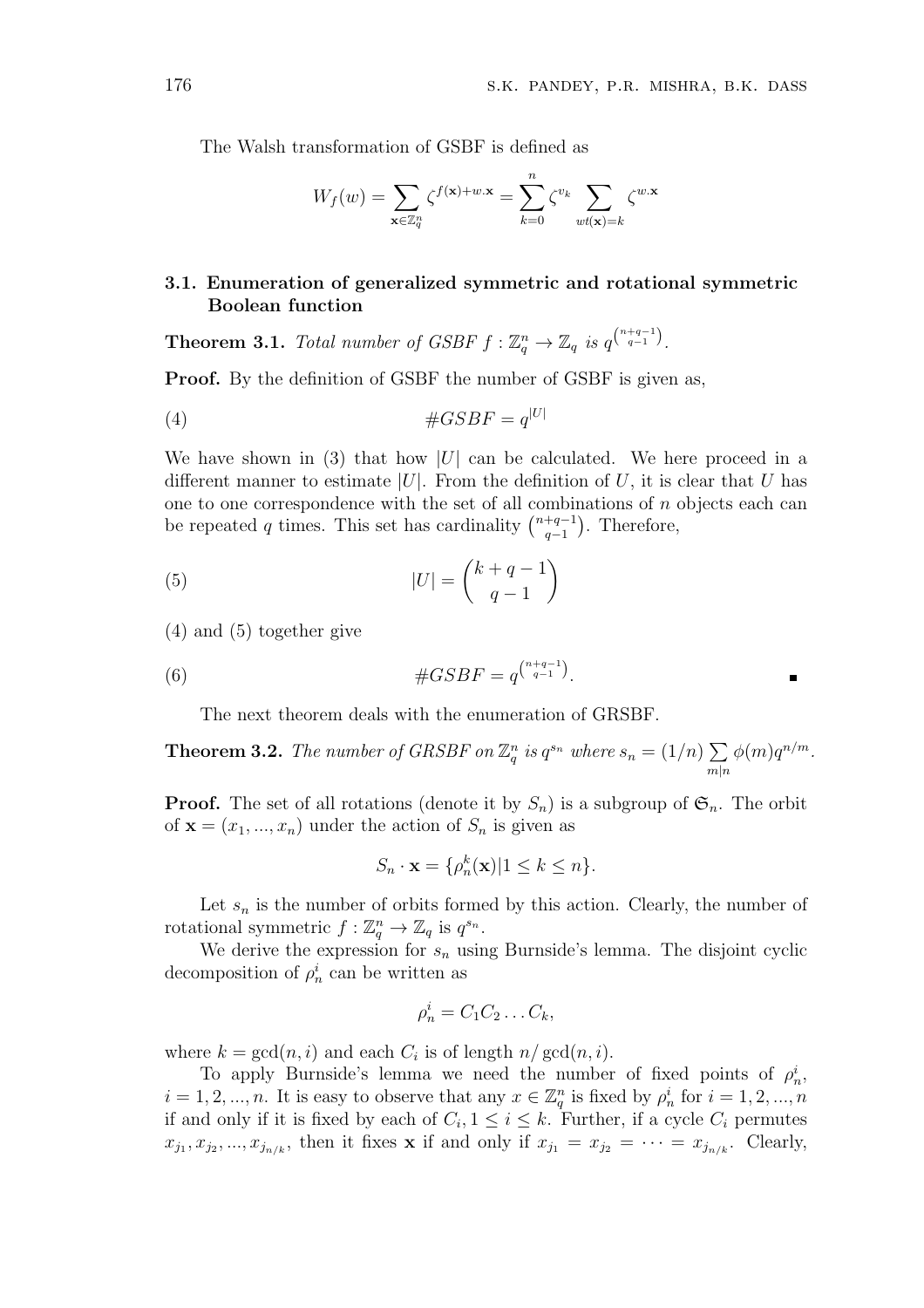The Walsh transformation of GSBF is defined as

$$W_f(w) = \sum_{\mathbf{x}\in\mathbb{Z}_q^n} \zeta^{f(\mathbf{x})+w.\mathbf{x}} = \sum_{k=0}^{n} \zeta^{v_k} \sum_{wt(\mathbf{x})=k} \zeta^{w.\mathbf{x}}$$

### 3.1. Enumeration of generalized symmetric and rotational symmetric Boolean function

**Theorem 3.1.** *Total number of GSBF $f : \mathbb{Z}_q^n \to \mathbb{Z}_q$ is $q^{\binom{n+q-1}{q-1}}$.*

**Proof.** By the definition of GSBF the number of GSBF is given as,

$$\#GSBF = q^{|U|} \tag{4}$$

We have shown in (3) that how $|U|$ can be calculated. We here proceed in a different manner to estimate $|U|$. From the definition of $U$, it is clear that $U$ has one to one correspondence with the set of all combinations of $n$ objects each can be repeated $q$ times. This set has cardinality $\binom{n+q-1}{q-1}$. Therefore,

$$|U| = \binom{k+q-1}{q-1} \tag{5}$$

(4) and (5) together give

$$\#GSBF = q^{\binom{n+q-1}{q-1}}. \tag{6}$$

∎

The next theorem deals with the enumeration of GRSBF.

**Theorem 3.2.** *The number of GRSBF on $\mathbb{Z}_q^n$ is $q^{s_n}$ where $s_n = (1/n) \sum_{m|n} \phi(m) q^{n/m}$.*

**Proof.** The set of all rotations (denote it by $S_n$) is a subgroup of $\mathfrak{S}_n$. The orbit of $\mathbf{x} = (x_1, ..., x_n)$ under the action of $S_n$ is given as

$$S_n \cdot \mathbf{x} = \{\rho_n^k(\mathbf{x}) | 1 \le k \le n\}.$$

Let $s_n$ is the number of orbits formed by this action. Clearly, the number of rotational symmetric $f : \mathbb{Z}_q^n \to \mathbb{Z}_q$ is $q^{s_n}$.

We derive the expression for $s_n$ using Burnside's lemma. The disjoint cyclic decomposition of $\rho_n^i$ can be written as

$$\rho_n^i = C_1 C_2 \dots C_k,$$

where $k = \gcd(n, i)$ and each $C_i$ is of length $n/\gcd(n, i)$.

To apply Burnside's lemma we need the number of fixed points of $\rho_n^i$, $i = 1, 2, ..., n$. It is easy to observe that any $x \in \mathbb{Z}_q^n$ is fixed by $\rho_n^i$ for $i = 1, 2, ..., n$ if and only if it is fixed by each of $C_i, 1 \le i \le k$. Further, if a cycle $C_i$ permutes $x_{j_1}, x_{j_2}, ..., x_{j_{n/k}}$, then it fixes $\mathbf{x}$ if and only if $x_{j_1} = x_{j_2} = \dots = x_{j_{n/k}}$. Clearly,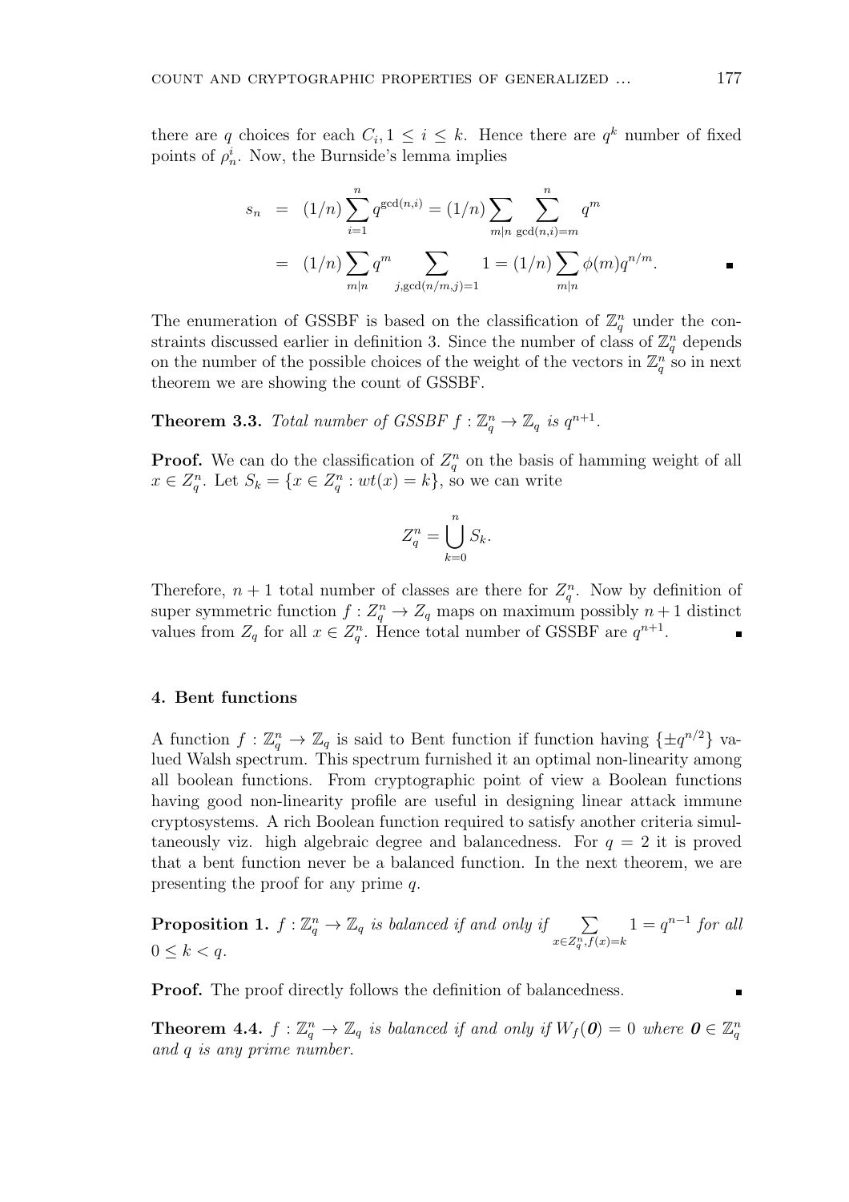there are $q$ choices for each $C_i, 1 \leq i \leq k$. Hence there are $q^k$ number of fixed points of $\rho_n^i$. Now, the Burnside's lemma implies

$$
\begin{aligned}
s_n &= (1/n) \sum_{i=1}^{n} q^{\gcd(n,i)} = (1/n) \sum_{m|n} \sum_{\gcd(n,i)=m}^{n} q^m \\
&= (1/n) \sum_{m|n} q^m \sum_{j,\gcd(n/m,j)=1} 1 = (1/n) \sum_{m|n} \phi(m) q^{n/m}.
\end{aligned}
$$

The enumeration of GSSBF is based on the classification of $\mathbb{Z}_q^n$ under the constraints discussed earlier in definition 3. Since the number of class of $\mathbb{Z}_q^n$ depends on the number of the possible choices of the weight of the vectors in $\mathbb{Z}_q^n$ so in next theorem we are showing the count of GSSBF.

**Theorem 3.3.** *Total number of GSSBF $f : \mathbb{Z}_q^n \to \mathbb{Z}_q$ is $q^{n+1}$.*

**Proof.** We can do the classification of $Z_q^n$ on the basis of hamming weight of all $x \in Z_q^n$. Let $S_k = \{x \in Z_q^n : wt(x) = k\}$, so we can write

$$
Z_q^n = \bigcup_{k=0}^{n} S_k.
$$

Therefore, $n+1$ total number of classes are there for $Z_q^n$. Now by definition of super symmetric function $f : Z_q^n \to Z_q$ maps on maximum possibly $n+1$ distinct values from $Z_q$ for all $x \in Z_q^n$. Hence total number of GSSBF are $q^{n+1}$.

## 4. Bent functions

A function $f : \mathbb{Z}_q^n \to \mathbb{Z}_q$ is said to Bent function if function having $\{\pm q^{n/2}\}$ valued Walsh spectrum. This spectrum furnished it an optimal non-linearity among all boolean functions. From cryptographic point of view a Boolean functions having good non-linearity profile are useful in designing linear attack immune cryptosystems. A rich Boolean function required to satisfy another criteria simultaneously viz. high algebraic degree and balancedness. For $q = 2$ it is proved that a bent function never be a balanced function. In the next theorem, we are presenting the proof for any prime $q$.

**Proposition 1.** *$f : \mathbb{Z}_q^n \to \mathbb{Z}_q$ is balanced if and only if $\sum_{x \in Z_q^n, f(x)=k} 1 = q^{n-1}$ for all $0 \leq k < q$.*

**Proof.** The proof directly follows the definition of balancedness.

**Theorem 4.4.** *$f : \mathbb{Z}_q^n \to \mathbb{Z}_q$ is balanced if and only if $W_f(\mathbf{0}) = 0$ where $\mathbf{0} \in \mathbb{Z}_q^n$ and $q$ is any prime number.*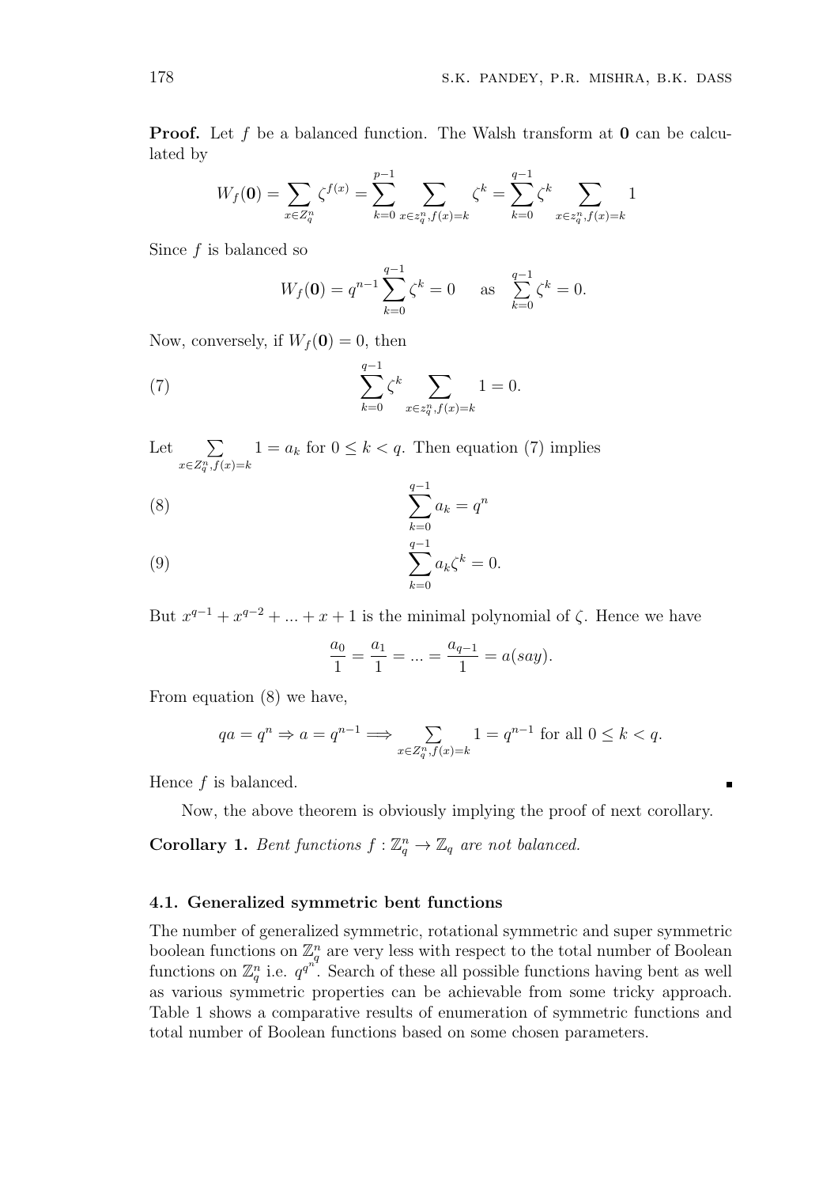**Proof.** Let $f$ be a balanced function. The Walsh transform at $\mathbf{0}$ can be calculated by

$$W_f(\mathbf{0}) = \sum_{x \in Z_q^n} \zeta^{f(x)} = \sum_{k=0}^{p-1} \sum_{x \in z_q^n, f(x)=k} \zeta^k = \sum_{k=0}^{q-1} \zeta^k \sum_{x \in z_q^n, f(x)=k} 1$$

Since $f$ is balanced so

$$W_f(\mathbf{0}) = q^{n-1} \sum_{k=0}^{q-1} \zeta^k = 0 \quad \text{ as } \quad \sum_{k=0}^{q-1} \zeta^k = 0.$$

Now, conversely, if $W_f(\mathbf{0}) = 0$, then

$$\sum_{k=0}^{q-1} \zeta^k \sum_{x \in z_q^n, f(x)=k} 1 = 0. \tag{7}$$

Let $\sum_{x \in Z_q^n, f(x)=k} 1 = a_k$ for $0 \leq k < q$. Then equation (7) implies

$$\sum_{k=0}^{q-1} a_k = q^n \tag{8}$$

$$\sum_{k=0}^{q-1} a_k \zeta^k = 0. \tag{9}$$

But $x^{q-1} + x^{q-2} + ... + x + 1$ is the minimal polynomial of $\zeta$. Hence we have

$$\frac{a_0}{1} = \frac{a_1}{1} = ... = \frac{a_{q-1}}{1} = a(say).$$

From equation (8) we have,

$$qa = q^n \Rightarrow a = q^{n-1} \Longrightarrow \sum_{x \in Z_q^n, f(x)=k} 1 = q^{n-1} \text{ for all } 0 \leq k < q.$$

Hence $f$ is balanced. ∎

Now, the above theorem is obviously implying the proof of next corollary.

**Corollary 1.** *Bent functions $f : \mathbb{Z}_q^n \to \mathbb{Z}_q$ are not balanced.*

### 4.1. Generalized symmetric bent functions

The number of generalized symmetric, rotational symmetric and super symmetric boolean functions on $\mathbb{Z}_q^n$ are very less with respect to the total number of Boolean functions on $\mathbb{Z}_q^n$ i.e. $q^{q^n}$. Search of these all possible functions having bent as well as various symmetric properties can be achievable from some tricky approach. Table 1 shows a comparative results of enumeration of symmetric functions and total number of Boolean functions based on some chosen parameters.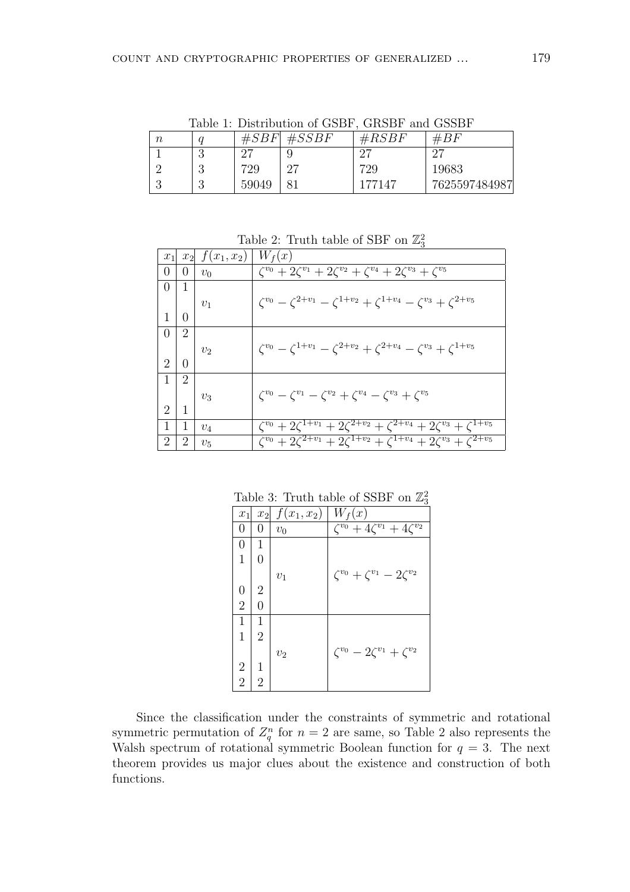Table 1: Distribution of GSBF, GRSBF and GSSBF

| $n$ | $q$ | $\#SBF$ | $\#SSBF$ | $\#RSBF$ | $\#BF$ |
|---|---|---|---|---|---|
| 1 | 3 | 27 | 9 | 27 | 27 |
| 2 | 3 | 729 | 27 | 729 | 19683 |
| 3 | 3 | 59049 | 81 | 177147 | 7625597484987 |

Table 2: Truth table of SBF on $\mathbb{Z}_3^2$

| $x_1$ | $x_2$ | $f(x_1, x_2)$ | $W_f(x)$ |
|---|---|---|---|
| 0 | 0 | $v_0$ | $\zeta^{v_0} + 2\zeta^{v_1} + 2\zeta^{v_2} + \zeta^{v_4} + 2\zeta^{v_3} + \zeta^{v_5}$ |
| 0<br>1 | 1<br>0 | $v_1$ | $\zeta^{v_0} - \zeta^{2+v_1} - \zeta^{1+v_2} + \zeta^{1+v_4} - \zeta^{v_3} + \zeta^{2+v_5}$ |
| 0<br>2 | 2<br>0 | $v_2$ | $\zeta^{v_0} - \zeta^{1+v_1} - \zeta^{2+v_2} + \zeta^{2+v_4} - \zeta^{v_3} + \zeta^{1+v_5}$ |
| 1<br>2 | 2<br>1 | $v_3$ | $\zeta^{v_0} - \zeta^{v_1} - \zeta^{v_2} + \zeta^{v_4} - \zeta^{v_3} + \zeta^{v_5}$ |
| 1 | 1 | $v_4$ | $\zeta^{v_0} + 2\zeta^{1+v_1} + 2\zeta^{2+v_2} + \zeta^{2+v_4} + 2\zeta^{v_3} + \zeta^{1+v_5}$ |
| 2 | 2 | $v_5$ | $\zeta^{v_0} + 2\zeta^{2+v_1} + 2\zeta^{1+v_2} + \zeta^{1+v_4} + 2\zeta^{v_3} + \zeta^{2+v_5}$ |

Table 3: Truth table of SSBF on $\mathbb{Z}_3^2$

| $x_1$ | $x_2$ | $f(x_1, x_2)$ | $W_f(x)$ |
|---|---|---|---|
| 0 | 0 | $v_0$ | $\zeta^{v_0} + 4\zeta^{v_1} + 4\zeta^{v_2}$ |
| 0<br>1<br>0<br>2 | 1<br>0<br>2<br>0 | $v_1$ | $\zeta^{v_0} + \zeta^{v_1} - 2\zeta^{v_2}$ |
| 1<br>1<br>2<br>2 | 1<br>2<br>1<br>2 | $v_2$ | $\zeta^{v_0} - 2\zeta^{v_1} + \zeta^{v_2}$ |

Since the classification under the constraints of symmetric and rotational symmetric permutation of $Z_q^n$ for $n = 2$ are same, so Table 2 also represents the Walsh spectrum of rotational symmetric Boolean function for $q = 3$. The next theorem provides us major clues about the existence and construction of both functions.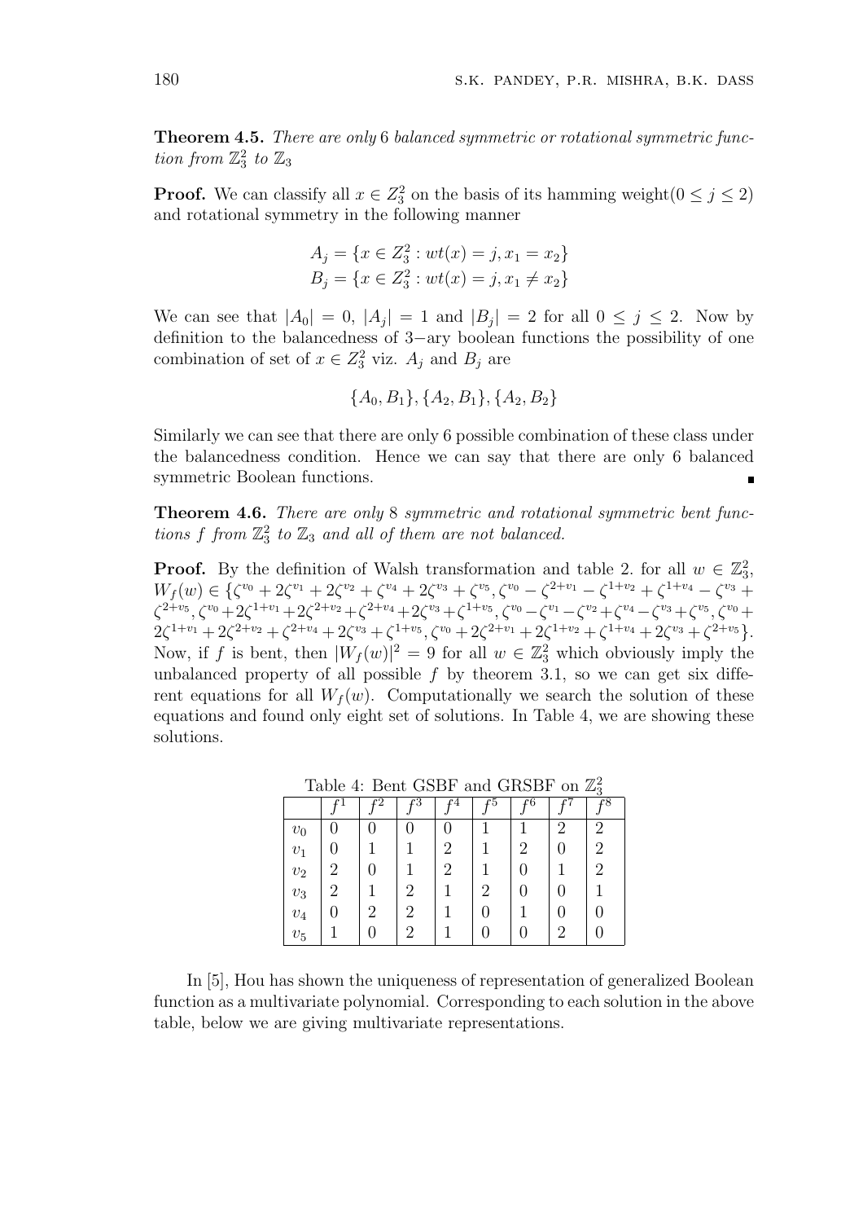**Theorem 4.5.** *There are only* 6 *balanced symmetric or rotational symmetric function from* $\mathbb{Z}_3^2$ *to* $\mathbb{Z}_3$

**Proof.** We can classify all $x \in Z_3^2$ on the basis of its hamming weight$(0 \leq j \leq 2)$ and rotational symmetry in the following manner

$$A_j = \{x \in Z_3^2 : wt(x) = j, x_1 = x_2\}$$
$$B_j = \{x \in Z_3^2 : wt(x) = j, x_1 \neq x_2\}$$

We can see that $|A_0| = 0$, $|A_j| = 1$ and $|B_j| = 2$ for all $0 \leq j \leq 2$. Now by definition to the balancedness of 3−ary boolean functions the possibility of one combination of set of $x \in Z_3^2$ viz. $A_j$ and $B_j$ are

$$\{A_0, B_1\}, \{A_2, B_1\}, \{A_2, B_2\}$$

Similarly we can see that there are only 6 possible combination of these class under the balancedness condition. Hence we can say that there are only 6 balanced symmetric Boolean functions. ∎

**Theorem 4.6.** *There are only* 8 *symmetric and rotational symmetric bent functions* $f$ *from* $\mathbb{Z}_3^2$ *to* $\mathbb{Z}_3$ *and all of them are not balanced.*

**Proof.** By the definition of Walsh transformation and table 2. for all $w \in \mathbb{Z}_3^2$, $W_f(w) \in \{\zeta^{v_0} + 2\zeta^{v_1} + 2\zeta^{v_2} + \zeta^{v_4} + 2\zeta^{v_3} + \zeta^{v_5}, \zeta^{v_0} - \zeta^{2+v_1} - \zeta^{1+v_2} + \zeta^{1+v_4} - \zeta^{v_3} + \zeta^{2+v_5}, \zeta^{v_0} + 2\zeta^{1+v_1} + 2\zeta^{2+v_2} + \zeta^{2+v_4} + 2\zeta^{v_3} + \zeta^{1+v_5}, \zeta^{v_0} - \zeta^{v_1} - \zeta^{v_2} + \zeta^{v_4} - \zeta^{v_3} + \zeta^{v_5}, \zeta^{v_0} + 2\zeta^{1+v_1} + 2\zeta^{2+v_2} + \zeta^{2+v_4} + 2\zeta^{v_3} + \zeta^{1+v_5}, \zeta^{v_0} + 2\zeta^{2+v_1} + 2\zeta^{1+v_2} + \zeta^{1+v_4} + 2\zeta^{v_3} + \zeta^{2+v_5}\}$. Now, if $f$ is bent, then $|W_f(w)|^2 = 9$ for all $w \in \mathbb{Z}_3^2$ which obviously imply the unbalanced property of all possible $f$ by theorem 3.1, so we can get six different equations for all $W_f(w)$. Computationally we search the solution of these equations and found only eight set of solutions. In Table 4, we are showing these solutions.

Table 4: Bent GSBF and GRSBF on $\mathbb{Z}_3^2$

| | $f^1$ | $f^2$ | $f^3$ | $f^4$ | $f^5$ | $f^6$ | $f^7$ | $f^8$ |
|---|---|---|---|---|---|---|---|---|
| $v_0$ | 0 | 0 | 0 | 0 | 1 | 1 | 2 | 2 |
| $v_1$ | 0 | 1 | 1 | 2 | 1 | 2 | 0 | 2 |
| $v_2$ | 2 | 0 | 1 | 2 | 1 | 0 | 1 | 2 |
| $v_3$ | 2 | 1 | 2 | 1 | 2 | 0 | 0 | 1 |
| $v_4$ | 0 | 2 | 2 | 1 | 0 | 1 | 0 | 0 |
| $v_5$ | 1 | 0 | 2 | 1 | 0 | 0 | 2 | 0 |

In [5], Hou has shown the uniqueness of representation of generalized Boolean function as a multivariate polynomial. Corresponding to each solution in the above table, below we are giving multivariate representations.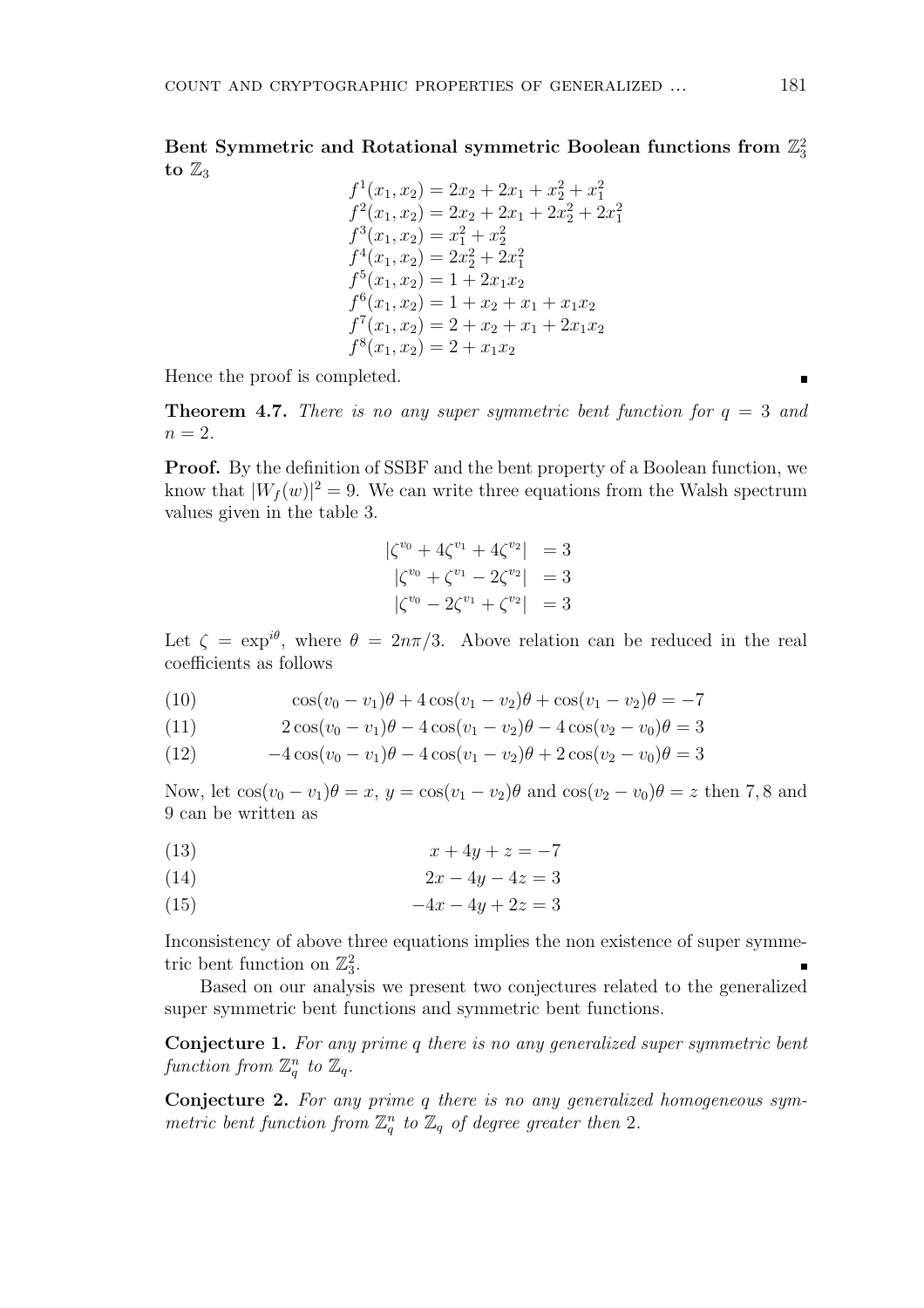**Bent Symmetric and Rotational symmetric Boolean functions from $\mathbb{Z}_3^2$ to $\mathbb{Z}_3$**

$$f^1(x_1, x_2) = 2x_2 + 2x_1 + x_2^2 + x_1^2$$
$$f^2(x_1, x_2) = 2x_2 + 2x_1 + 2x_2^2 + 2x_1^2$$
$$f^3(x_1, x_2) = x_1^2 + x_2^2$$
$$f^4(x_1, x_2) = 2x_2^2 + 2x_1^2$$
$$f^5(x_1, x_2) = 1 + 2x_1x_2$$
$$f^6(x_1, x_2) = 1 + x_2 + x_1 + x_1x_2$$
$$f^7(x_1, x_2) = 2 + x_2 + x_1 + 2x_1x_2$$
$$f^8(x_1, x_2) = 2 + x_1x_2$$

Hence the proof is completed. ∎

**Theorem 4.7.** *There is no any super symmetric bent function for $q = 3$ and $n = 2$.*

**Proof.** By the definition of SSBF and the bent property of a Boolean function, we know that $|W_f(w)|^2 = 9$. We can write three equations from the Walsh spectrum values given in the table 3.

$$\begin{aligned} |\zeta^{v_0} + 4\zeta^{v_1} + 4\zeta^{v_2}| &= 3 \\ |\zeta^{v_0} + \zeta^{v_1} - 2\zeta^{v_2}| &= 3 \\ |\zeta^{v_0} - 2\zeta^{v_1} + \zeta^{v_2}| &= 3 \end{aligned}$$

Let $\zeta = \exp^{i\theta}$, where $\theta = 2n\pi/3$. Above relation can be reduced in the real coefficients as follows

$$\cos(v_0 - v_1)\theta + 4\cos(v_1 - v_2)\theta + \cos(v_1 - v_2)\theta = -7 \tag{10}$$

$$2\cos(v_0 - v_1)\theta - 4\cos(v_1 - v_2)\theta - 4\cos(v_2 - v_0)\theta = 3 \tag{11}$$

$$-4\cos(v_0 - v_1)\theta - 4\cos(v_1 - v_2)\theta + 2\cos(v_2 - v_0)\theta = 3 \tag{12}$$

Now, let $\cos(v_0 - v_1)\theta = x$, $y = \cos(v_1 - v_2)\theta$ and $\cos(v_2 - v_0)\theta = z$ then 7, 8 and 9 can be written as

$$x + 4y + z = -7 \tag{13}$$

$$2x - 4y - 4z = 3 \tag{14}$$

$$-4x - 4y + 2z = 3 \tag{15}$$

Inconsistency of above three equations implies the non existence of super symmetric bent function on $\mathbb{Z}_3^2$. ∎

Based on our analysis we present two conjectures related to the generalized super symmetric bent functions and symmetric bent functions.

**Conjecture 1.** *For any prime $q$ there is no any generalized super symmetric bent function from $\mathbb{Z}_q^n$ to $\mathbb{Z}_q$.*

**Conjecture 2.** *For any prime $q$ there is no any generalized homogeneous symmetric bent function from $\mathbb{Z}_q^n$ to $\mathbb{Z}_q$ of degree greater then 2.*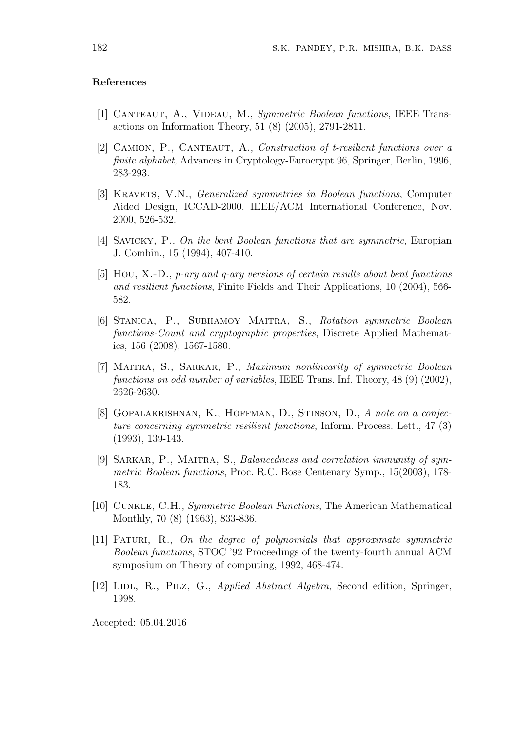### References

[1] Canteaut, A., Videau, M., *Symmetric Boolean functions*, IEEE Transactions on Information Theory, 51 (8) (2005), 2791-2811.

[2] Camion, P., Canteaut, A., *Construction of t-resilient functions over a finite alphabet*, Advances in Cryptology-Eurocrypt 96, Springer, Berlin, 1996, 283-293.

[3] Kravets, V.N., *Generalized symmetries in Boolean functions*, Computer Aided Design, ICCAD-2000. IEEE/ACM International Conference, Nov. 2000, 526-532.

[4] Savicky, P., *On the bent Boolean functions that are symmetric*, Europian J. Combin., 15 (1994), 407-410.

[5] Hou, X.-D., *p-ary and q-ary versions of certain results about bent functions and resilient functions*, Finite Fields and Their Applications, 10 (2004), 566-582.

[6] Stanica, P., Subhamoy Maitra, S., *Rotation symmetric Boolean functions-Count and cryptographic properties*, Discrete Applied Mathematics, 156 (2008), 1567-1580.

[7] Maitra, S., Sarkar, P., *Maximum nonlinearity of symmetric Boolean functions on odd number of variables*, IEEE Trans. Inf. Theory, 48 (9) (2002), 2626-2630.

[8] Gopalakrishnan, K., Hoffman, D., Stinson, D., *A note on a conjecture concerning symmetric resilient functions*, Inform. Process. Lett., 47 (3) (1993), 139-143.

[9] Sarkar, P., Maitra, S., *Balancedness and correlation immunity of symmetric Boolean functions*, Proc. R.C. Bose Centenary Symp., 15(2003), 178-183.

[10] Cunkle, C.H., *Symmetric Boolean Functions*, The American Mathematical Monthly, 70 (8) (1963), 833-836.

[11] Paturi, R., *On the degree of polynomials that approximate symmetric Boolean functions*, STOC '92 Proceedings of the twenty-fourth annual ACM symposium on Theory of computing, 1992, 468-474.

[12] Lidl, R., Pilz, G., *Applied Abstract Algebra*, Second edition, Springer, 1998.

Accepted: 05.04.2016